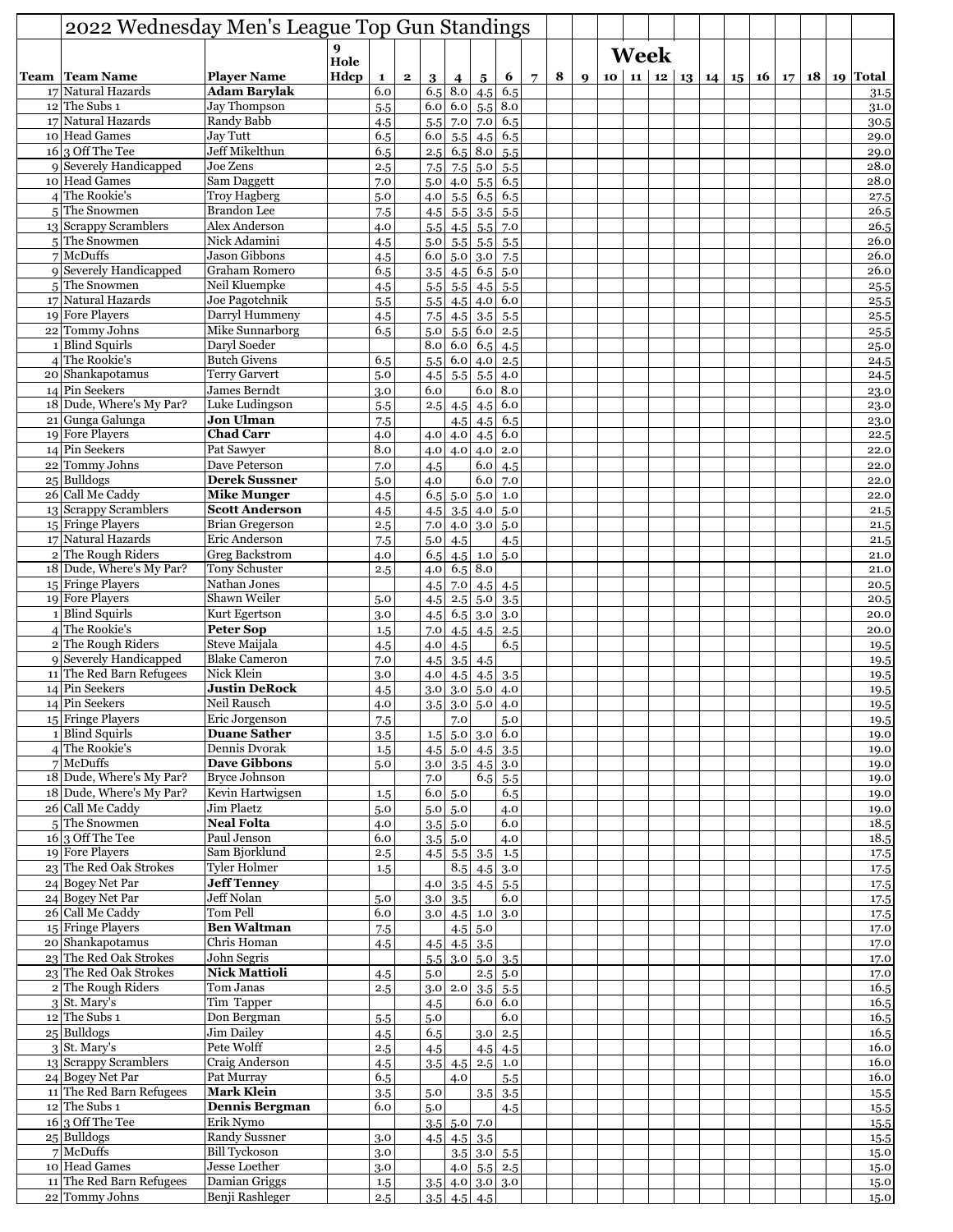# 2022 Wednesday Men's League Top Gun Standings

| | | | | Week | | | | | | | | | | | | | | | | | | | |
|---|---|---|---|---|---|---|---|---|---|---|---|---|---|---|---|---|---|---|---|---|---|---|---|
| **Team** | **Team Name** | **Player Name** | **9 Hole Hdcp** | **1** | **2** | **3** | **4** | **5** | **6** | **7** | **8** | **9** | **10** | **11** | **12** | **13** | **14** | **15** | **16** | **17** | **18** | **19** | **Total** |
| 17 | Natural Hazards | **Adam Barylak** | | 6.0 | | 6.5 | 8.0 | 4.5 | 6.5 | | | | | | | | | | | | | | 31.5 |
| 12 | The Subs 1 | Jay Thompson | | 5.5 | | 6.0 | 6.0 | 5.5 | 8.0 | | | | | | | | | | | | | | 31.0 |
| 17 | Natural Hazards | Randy Babb | | 4.5 | | 5.5 | 7.0 | 7.0 | 6.5 | | | | | | | | | | | | | | 30.5 |
| 10 | Head Games | Jay Tutt | | 6.5 | | 6.0 | 5.5 | 4.5 | 6.5 | | | | | | | | | | | | | | 29.0 |
| 16 | 3 Off The Tee | Jeff Mikelthun | | 6.5 | | 2.5 | 6.5 | 8.0 | 5.5 | | | | | | | | | | | | | | 29.0 |
| 9 | Severely Handicapped | Joe Zens | | 2.5 | | 7.5 | 7.5 | 5.0 | 5.5 | | | | | | | | | | | | | | 28.0 |
| 10 | Head Games | Sam Daggett | | 7.0 | | 5.0 | 4.0 | 5.5 | 6.5 | | | | | | | | | | | | | | 28.0 |
| 4 | The Rookie's | Troy Hagberg | | 5.0 | | 4.0 | 5.5 | 6.5 | 6.5 | | | | | | | | | | | | | | 27.5 |
| 5 | The Snowmen | Brandon Lee | | 7.5 | | 4.5 | 5.5 | 3.5 | 5.5 | | | | | | | | | | | | | | 26.5 |
| 13 | Scrappy Scramblers | Alex Anderson | | 4.0 | | 5.5 | 4.5 | 5.5 | 7.0 | | | | | | | | | | | | | | 26.5 |
| 5 | The Snowmen | Nick Adamini | | 4.5 | | 5.0 | 5.5 | 5.5 | 5.5 | | | | | | | | | | | | | | 26.0 |
| 7 | McDuffs | Jason Gibbons | | 4.5 | | 6.0 | 5.0 | 3.0 | 7.5 | | | | | | | | | | | | | | 26.0 |
| 9 | Severely Handicapped | Graham Romero | | 6.5 | | 3.5 | 4.5 | 6.5 | 5.0 | | | | | | | | | | | | | | 26.0 |
| 5 | The Snowmen | Neil Kluempke | | 4.5 | | 5.5 | 5.5 | 4.5 | 5.5 | | | | | | | | | | | | | | 25.5 |
| 17 | Natural Hazards | Joe Pagotchnik | | 5.5 | | 5.5 | 4.5 | 4.0 | 6.0 | | | | | | | | | | | | | | 25.5 |
| 19 | Fore Players | Darryl Hummeny | | 4.5 | | 7.5 | 4.5 | 3.5 | 5.5 | | | | | | | | | | | | | | 25.5 |
| 22 | Tommy Johns | Mike Sunnarborg | | 6.5 | | 5.0 | 5.5 | 6.0 | 2.5 | | | | | | | | | | | | | | 25.5 |
| 1 | Blind Squirls | Daryl Soeder | | | | 8.0 | 6.0 | 6.5 | 4.5 | | | | | | | | | | | | | | 25.0 |
| 4 | The Rookie's | Butch Givens | | 6.5 | | 5.5 | 6.0 | 4.0 | 2.5 | | | | | | | | | | | | | | 24.5 |
| 20 | Shankapotamus | Terry Garvert | | 5.0 | | 4.5 | 5.5 | 5.5 | 4.0 | | | | | | | | | | | | | | 24.5 |
| 14 | Pin Seekers | James Berndt | | 3.0 | | 6.0 | | 6.0 | 8.0 | | | | | | | | | | | | | | 23.0 |
| 18 | Dude, Where's My Par? | Luke Ludingson | | 5.5 | | 2.5 | 4.5 | 4.5 | 6.0 | | | | | | | | | | | | | | 23.0 |
| 21 | Gunga Galunga | **Jon Ulman** | | 7.5 | | | 4.5 | 4.5 | 6.5 | | | | | | | | | | | | | | 23.0 |
| 19 | Fore Players | **Chad Carr** | | 4.0 | | 4.0 | 4.0 | 4.5 | 6.0 | | | | | | | | | | | | | | 22.5 |
| 14 | Pin Seekers | Pat Sawyer | | 8.0 | | 4.0 | 4.0 | 4.0 | 2.0 | | | | | | | | | | | | | | 22.0 |
| 22 | Tommy Johns | Dave Peterson | | 7.0 | | 4.5 | | 6.0 | 4.5 | | | | | | | | | | | | | | 22.0 |
| 25 | Bulldogs | **Derek Sussner** | | 5.0 | | 4.0 | | 6.0 | 7.0 | | | | | | | | | | | | | | 22.0 |
| 26 | Call Me Caddy | **Mike Munger** | | 4.5 | | 6.5 | 5.0 | 5.0 | 1.0 | | | | | | | | | | | | | | 22.0 |
| 13 | Scrappy Scramblers | **Scott Anderson** | | 4.5 | | 4.5 | 3.5 | 4.0 | 5.0 | | | | | | | | | | | | | | 21.5 |
| 15 | Fringe Players | Brian Gregerson | | 2.5 | | 7.0 | 4.0 | 3.0 | 5.0 | | | | | | | | | | | | | | 21.5 |
| 17 | Natural Hazards | Eric Anderson | | 7.5 | | 5.0 | 4.5 | | 4.5 | | | | | | | | | | | | | | 21.5 |
| 2 | The Rough Riders | Greg Backstrom | | 4.0 | | 6.5 | 4.5 | 1.0 | 5.0 | | | | | | | | | | | | | | 21.0 |
| 18 | Dude, Where's My Par? | Tony Schuster | | 2.5 | | 4.0 | 6.5 | 8.0 | | | | | | | | | | | | | | | 21.0 |
| 15 | Fringe Players | Nathan Jones | | | | 4.5 | 7.0 | 4.5 | 4.5 | | | | | | | | | | | | | | 20.5 |
| 19 | Fore Players | Shawn Weiler | | 5.0 | | 4.5 | 2.5 | 5.0 | 3.5 | | | | | | | | | | | | | | 20.5 |
| 1 | Blind Squirls | Kurt Egertson | | 3.0 | | 4.5 | 6.5 | 3.0 | 3.0 | | | | | | | | | | | | | | 20.0 |
| 4 | The Rookie's | **Peter Sop** | | 1.5 | | 7.0 | 4.5 | 4.5 | 2.5 | | | | | | | | | | | | | | 20.0 |
| 2 | The Rough Riders | Steve Maijala | | 4.5 | | 4.0 | 4.5 | | 6.5 | | | | | | | | | | | | | | 19.5 |
| 9 | Severely Handicapped | Blake Cameron | | 7.0 | | 4.5 | 3.5 | 4.5 | | | | | | | | | | | | | | | 19.5 |
| 11 | The Red Barn Refugees | Nick Klein | | 3.0 | | 4.0 | 4.5 | 4.5 | 3.5 | | | | | | | | | | | | | | 19.5 |
| 14 | Pin Seekers | **Justin DeRock** | | 4.5 | | 3.0 | 3.0 | 5.0 | 4.0 | | | | | | | | | | | | | | 19.5 |
| 14 | Pin Seekers | Neil Rausch | | 4.0 | | 3.5 | 3.0 | 5.0 | 4.0 | | | | | | | | | | | | | | 19.5 |
| 15 | Fringe Players | Eric Jorgenson | | 7.5 | | | 7.0 | | 5.0 | | | | | | | | | | | | | | 19.5 |
| 1 | Blind Squirls | **Duane Sather** | | 3.5 | | 1.5 | 5.0 | 3.0 | 6.0 | | | | | | | | | | | | | | 19.0 |
| 4 | The Rookie's | Dennis Dvorak | | 1.5 | | 4.5 | 5.0 | 4.5 | 3.5 | | | | | | | | | | | | | | 19.0 |
| 7 | McDuffs | **Dave Gibbons** | | 5.0 | | 3.0 | 3.5 | 4.5 | 3.0 | | | | | | | | | | | | | | 19.0 |
| 18 | Dude, Where's My Par? | Bryce Johnson | | | | 7.0 | | 6.5 | 5.5 | | | | | | | | | | | | | | 19.0 |
| 18 | Dude, Where's My Par? | Kevin Hartwigsen | | 1.5 | | 6.0 | 5.0 | | 6.5 | | | | | | | | | | | | | | 19.0 |
| 26 | Call Me Caddy | Jim Plaetz | | 5.0 | | 5.0 | 5.0 | | 4.0 | | | | | | | | | | | | | | 19.0 |
| 5 | The Snowmen | **Neal Folta** | | 4.0 | | 3.5 | 5.0 | | 6.0 | | | | | | | | | | | | | | 18.5 |
| 16 | 3 Off The Tee | Paul Jenson | | 6.0 | | 3.5 | 5.0 | | 4.0 | | | | | | | | | | | | | | 18.5 |
| 19 | Fore Players | Sam Bjorklund | | 2.5 | | 4.5 | 5.5 | 3.5 | 1.5 | | | | | | | | | | | | | | 17.5 |
| 23 | The Red Oak Strokes | Tyler Holmer | | 1.5 | | | 8.5 | 4.5 | 3.0 | | | | | | | | | | | | | | 17.5 |
| 24 | Bogey Net Par | **Jeff Tenney** | | | | 4.0 | 3.5 | 4.5 | 5.5 | | | | | | | | | | | | | | 17.5 |
| 24 | Bogey Net Par | Jeff Nolan | | 5.0 | | 3.0 | 3.5 | | 6.0 | | | | | | | | | | | | | | 17.5 |
| 26 | Call Me Caddy | Tom Pell | | 6.0 | | 3.0 | 4.5 | 1.0 | 3.0 | | | | | | | | | | | | | | 17.5 |
| 15 | Fringe Players | **Ben Waltman** | | 7.5 | | | 4.5 | 5.0 | | | | | | | | | | | | | | | 17.0 |
| 20 | Shankapotamus | Chris Homan | | 4.5 | | 4.5 | 4.5 | 3.5 | | | | | | | | | | | | | | | 17.0 |
| 23 | The Red Oak Strokes | John Segris | | | | 5.5 | 3.0 | 5.0 | 3.5 | | | | | | | | | | | | | | 17.0 |
| 23 | The Red Oak Strokes | **Nick Mattioli** | | 4.5 | | 5.0 | | 2.5 | 5.0 | | | | | | | | | | | | | | 17.0 |
| 2 | The Rough Riders | Tom Janas | | 2.5 | | 3.0 | 2.0 | 3.5 | 5.5 | | | | | | | | | | | | | | 16.5 |
| 3 | St. Mary's | Tim Tapper | | | | 4.5 | | 6.0 | 6.0 | | | | | | | | | | | | | | 16.5 |
| 12 | The Subs 1 | Don Bergman | | 5.5 | | 5.0 | | | 6.0 | | | | | | | | | | | | | | 16.5 |
| 25 | Bulldogs | Jim Dailey | | 4.5 | | 6.5 | | 3.0 | 2.5 | | | | | | | | | | | | | | 16.5 |
| 3 | St. Mary's | Pete Wolff | | 2.5 | | 4.5 | | 4.5 | 4.5 | | | | | | | | | | | | | | 16.0 |
| 13 | Scrappy Scramblers | Craig Anderson | | 4.5 | | 3.5 | 4.5 | 2.5 | 1.0 | | | | | | | | | | | | | | 16.0 |
| 24 | Bogey Net Par | Pat Murray | | 6.5 | | | 4.0 | | 5.5 | | | | | | | | | | | | | | 16.0 |
| 11 | The Red Barn Refugees | **Mark Klein** | | 3.5 | | 5.0 | | 3.5 | 3.5 | | | | | | | | | | | | | | 15.5 |
| 12 | The Subs 1 | **Dennis Bergman** | | 6.0 | | 5.0 | | | 4.5 | | | | | | | | | | | | | | 15.5 |
| 16 | 3 Off The Tee | Erik Nymo | | | | 3.5 | 5.0 | 7.0 | | | | | | | | | | | | | | | 15.5 |
| 25 | Bulldogs | Randy Sussner | | 3.0 | | 4.5 | 4.5 | 3.5 | | | | | | | | | | | | | | | 15.5 |
| 7 | McDuffs | Bill Tyckoson | | 3.0 | | | 3.5 | 3.0 | 5.5 | | | | | | | | | | | | | | 15.0 |
| 10 | Head Games | Jesse Loether | | 3.0 | | | 4.0 | 5.5 | 2.5 | | | | | | | | | | | | | | 15.0 |
| 11 | The Red Barn Refugees | Damian Griggs | | 1.5 | | 3.5 | 4.0 | 3.0 | 3.0 | | | | | | | | | | | | | | 15.0 |
| 22 | Tommy Johns | Benji Rashleger | | 2.5 | | 3.5 | 4.5 | 4.5 | | | | | | | | | | | | | | | 15.0 |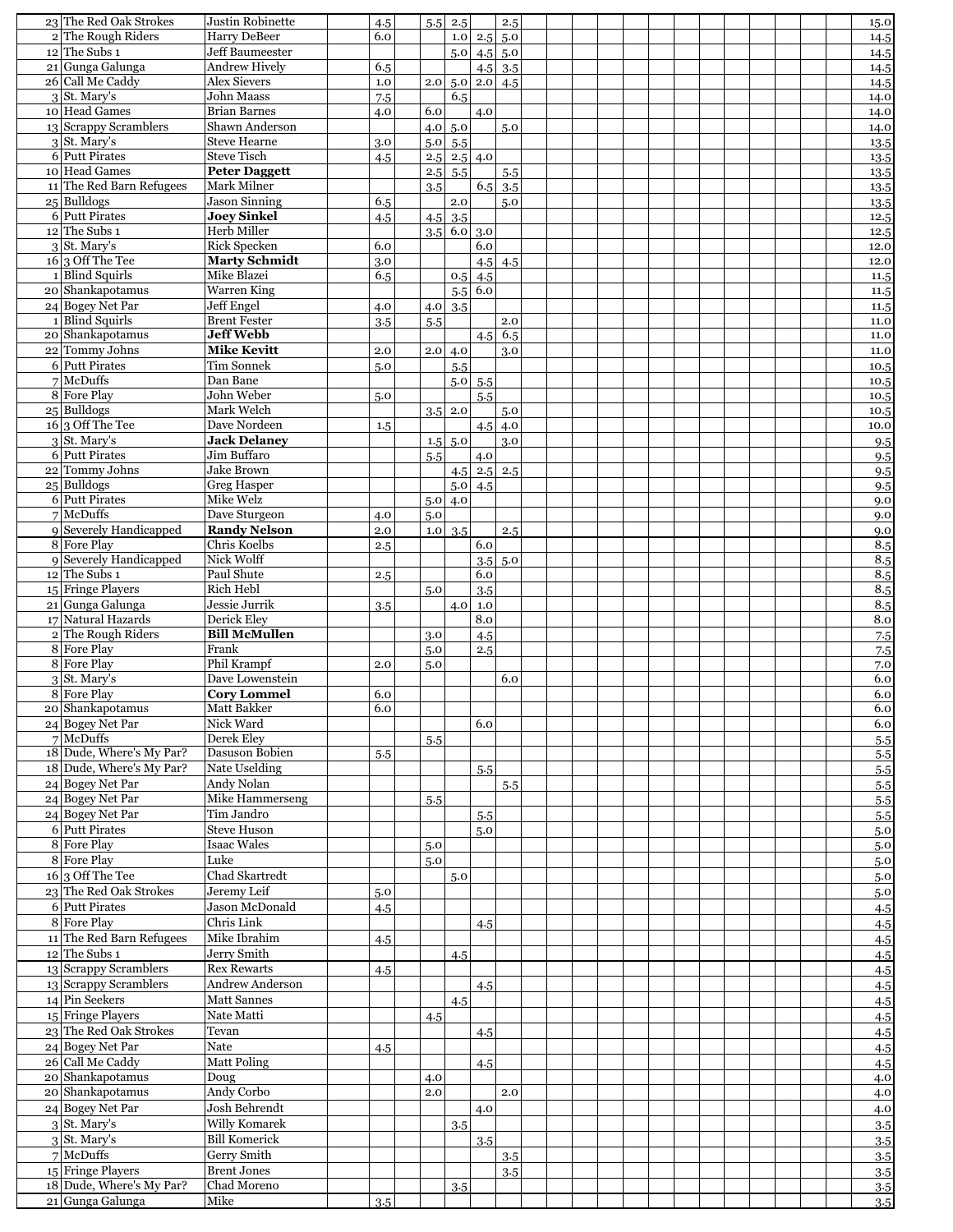| | | | | | | | | | | |
|---|---|---|---|---|---|---|---|---|---|---|
| 23 | The Red Oak Strokes | Justin Robinette | | 4.5 | | 5.5 | 2.5 | | 2.5 | 15.0 |
| 2 | The Rough Riders | Harry DeBeer | | 6.0 | | | 1.0 | 2.5 | 5.0 | 14.5 |
| 12 | The Subs 1 | Jeff Baumeester | | | | | 5.0 | 4.5 | 5.0 | 14.5 |
| 21 | Gunga Galunga | Andrew Hively | | 6.5 | | | | 4.5 | 3.5 | 14.5 |
| 26 | Call Me Caddy | Alex Sievers | | 1.0 | | 2.0 | 5.0 | 2.0 | 4.5 | 14.5 |
| 3 | St. Mary's | John Maass | | 7.5 | | | 6.5 | | | 14.0 |
| 10 | Head Games | Brian Barnes | | 4.0 | | 6.0 | | 4.0 | | 14.0 |
| 13 | Scrappy Scramblers | Shawn Anderson | | | | 4.0 | 5.0 | | 5.0 | 14.0 |
| 3 | St. Mary's | Steve Hearne | | 3.0 | | 5.0 | 5.5 | | | 13.5 |
| 6 | Putt Pirates | Steve Tisch | | 4.5 | | 2.5 | 2.5 | 4.0 | | 13.5 |
| 10 | Head Games | **Peter Daggett** | | | | 2.5 | 5.5 | | 5.5 | 13.5 |
| 11 | The Red Barn Refugees | Mark Milner | | | | 3.5 | | 6.5 | 3.5 | 13.5 |
| 25 | Bulldogs | Jason Sinning | | 6.5 | | | 2.0 | | 5.0 | 13.5 |
| 6 | Putt Pirates | **Joey Sinkel** | | 4.5 | | 4.5 | 3.5 | | | 12.5 |
| 12 | The Subs 1 | Herb Miller | | | | 3.5 | 6.0 | 3.0 | | 12.5 |
| 3 | St. Mary's | Rick Specken | | 6.0 | | | | 6.0 | | 12.0 |
| 16 | 3 Off The Tee | **Marty Schmidt** | | 3.0 | | | | 4.5 | 4.5 | 12.0 |
| 1 | Blind Squirls | Mike Blazei | | 6.5 | | | 0.5 | 4.5 | | 11.5 |
| 20 | Shankapotamus | Warren King | | | | | 5.5 | 6.0 | | 11.5 |
| 24 | Bogey Net Par | Jeff Engel | | 4.0 | | 4.0 | 3.5 | | | 11.5 |
| 1 | Blind Squirls | Brent Fester | | 3.5 | | 5.5 | | | 2.0 | 11.0 |
| 20 | Shankapotamus | **Jeff Webb** | | | | | | 4.5 | 6.5 | 11.0 |
| 22 | Tommy Johns | **Mike Kevitt** | | 2.0 | | 2.0 | 4.0 | | 3.0 | 11.0 |
| 6 | Putt Pirates | Tim Sonnek | | 5.0 | | | 5.5 | | | 10.5 |
| 7 | McDuffs | Dan Bane | | | | | 5.0 | 5.5 | | 10.5 |
| 8 | Fore Play | John Weber | | 5.0 | | | | 5.5 | | 10.5 |
| 25 | Bulldogs | Mark Welch | | | | 3.5 | 2.0 | | 5.0 | 10.5 |
| 16 | 3 Off The Tee | Dave Nordeen | | 1.5 | | | | 4.5 | 4.0 | 10.0 |
| 3 | St. Mary's | **Jack Delaney** | | | | 1.5 | 5.0 | | 3.0 | 9.5 |
| 6 | Putt Pirates | Jim Buffaro | | | | 5.5 | | 4.0 | | 9.5 |
| 22 | Tommy Johns | Jake Brown | | | | | 4.5 | 2.5 | 2.5 | 9.5 |
| 25 | Bulldogs | Greg Hasper | | | | | 5.0 | 4.5 | | 9.5 |
| 6 | Putt Pirates | Mike Welz | | | | 5.0 | 4.0 | | | 9.0 |
| 7 | McDuffs | Dave Sturgeon | | 4.0 | | 5.0 | | | | 9.0 |
| 9 | Severely Handicapped | **Randy Nelson** | | 2.0 | | 1.0 | 3.5 | | 2.5 | 9.0 |
| 8 | Fore Play | Chris Koelbs | | 2.5 | | | | 6.0 | | 8.5 |
| 9 | Severely Handicapped | Nick Wolff | | | | | | 3.5 | 5.0 | 8.5 |
| 12 | The Subs 1 | Paul Shute | | 2.5 | | | | 6.0 | | 8.5 |
| 15 | Fringe Players | Rich Hebl | | | | 5.0 | | 3.5 | | 8.5 |
| 21 | Gunga Galunga | Jessie Jurrik | | 3.5 | | | 4.0 | 1.0 | | 8.5 |
| 17 | Natural Hazards | Derick Eley | | | | | | 8.0 | | 8.0 |
| 2 | The Rough Riders | **Bill McMullen** | | | | 3.0 | | 4.5 | | 7.5 |
| 8 | Fore Play | Frank | | | | 5.0 | | 2.5 | | 7.5 |
| 8 | Fore Play | Phil Krampf | | 2.0 | | 5.0 | | | | 7.0 |
| 3 | St. Mary's | Dave Lowenstein | | | | | | | 6.0 | 6.0 |
| 8 | Fore Play | **Cory Lommel** | | 6.0 | | | | | | 6.0 |
| 20 | Shankapotamus | Matt Bakker | | 6.0 | | | | | | 6.0 |
| 24 | Bogey Net Par | Nick Ward | | | | | | 6.0 | | 6.0 |
| 7 | McDuffs | Derek Eley | | | | 5.5 | | | | 5.5 |
| 18 | Dude, Where's My Par? | Dasuson Bobien | | 5.5 | | | | | | 5.5 |
| 18 | Dude, Where's My Par? | Nate Uselding | | | | | | 5.5 | | 5.5 |
| 24 | Bogey Net Par | Andy Nolan | | | | | | | 5.5 | 5.5 |
| 24 | Bogey Net Par | Mike Hammerseng | | | | 5.5 | | | | 5.5 |
| 24 | Bogey Net Par | Tim Jandro | | | | | | 5.5 | | 5.5 |
| 6 | Putt Pirates | Steve Huson | | | | | | 5.0 | | 5.0 |
| 8 | Fore Play | Isaac Wales | | | | 5.0 | | | | 5.0 |
| 8 | Fore Play | Luke | | | | 5.0 | | | | 5.0 |
| 16 | 3 Off The Tee | Chad Skartredt | | | | | 5.0 | | | 5.0 |
| 23 | The Red Oak Strokes | Jeremy Leif | | 5.0 | | | | | | 5.0 |
| 6 | Putt Pirates | Jason McDonald | | 4.5 | | | | | | 4.5 |
| 8 | Fore Play | Chris Link | | | | | | 4.5 | | 4.5 |
| 11 | The Red Barn Refugees | Mike Ibrahim | | 4.5 | | | | | | 4.5 |
| 12 | The Subs 1 | Jerry Smith | | | | | 4.5 | | | 4.5 |
| 13 | Scrappy Scramblers | Rex Rewarts | | 4.5 | | | | | | 4.5 |
| 13 | Scrappy Scramblers | Andrew Anderson | | | | | | 4.5 | | 4.5 |
| 14 | Pin Seekers | Matt Sannes | | | | | 4.5 | | | 4.5 |
| 15 | Fringe Players | Nate Matti | | | | 4.5 | | | | 4.5 |
| 23 | The Red Oak Strokes | Tevan | | | | | | 4.5 | | 4.5 |
| 24 | Bogey Net Par | Nate | | 4.5 | | | | | | 4.5 |
| 26 | Call Me Caddy | Matt Poling | | | | | | 4.5 | | 4.5 |
| 20 | Shankapotamus | Doug | | | | 4.0 | | | | 4.0 |
| 20 | Shankapotamus | Andy Corbo | | | | 2.0 | | | 2.0 | 4.0 |
| 24 | Bogey Net Par | Josh Behrendt | | | | | | 4.0 | | 4.0 |
| 3 | St. Mary's | Willy Komarek | | | | | 3.5 | | | 3.5 |
| 3 | St. Mary's | Bill Komerick | | | | | | 3.5 | | 3.5 |
| 7 | McDuffs | Gerry Smith | | | | | | | 3.5 | 3.5 |
| 15 | Fringe Players | Brent Jones | | | | | | | 3.5 | 3.5 |
| 18 | Dude, Where's My Par? | Chad Moreno | | | | | 3.5 | | | 3.5 |
| 21 | Gunga Galunga | Mike | | 3.5 | | | | | | 3.5 |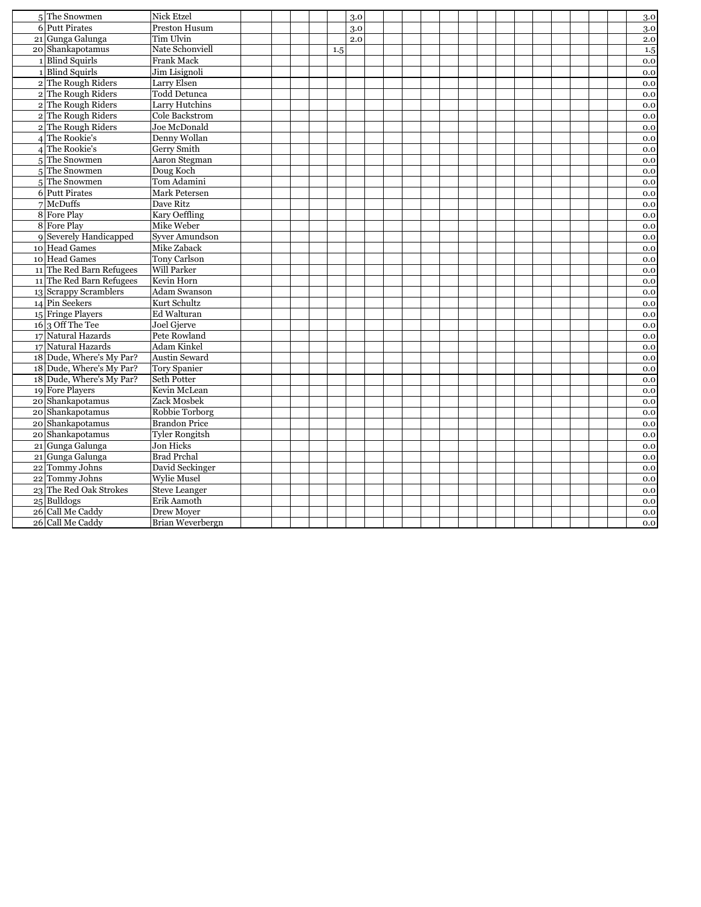| | | | | | | | | | | | | | | | | | | | | | | | |
|---|---|---|---|---|---|---|---|---|---|---|---|---|---|---|---|---|---|---|---|---|---|---|---|
| 5 | The Snowmen | Nick Etzel | | | | | | 3.0 | | | | | | | | | | | | | | | 3.0 |
| 6 | Putt Pirates | Preston Husum | | | | | | 3.0 | | | | | | | | | | | | | | | 3.0 |
| 21 | Gunga Galunga | Tim Ulvin | | | | | | 2.0 | | | | | | | | | | | | | | | 2.0 |
| 20 | Shankapotamus | Nate Schonviell | | | | | 1.5 | | | | | | | | | | | | | | | | 1.5 |
| 1 | Blind Squirls | Frank Mack | | | | | | | | | | | | | | | | | | | | | 0.0 |
| 1 | Blind Squirls | Jim Lisignoli | | | | | | | | | | | | | | | | | | | | | 0.0 |
| 2 | The Rough Riders | Larry Elsen | | | | | | | | | | | | | | | | | | | | | 0.0 |
| 2 | The Rough Riders | Todd Detunca | | | | | | | | | | | | | | | | | | | | | 0.0 |
| 2 | The Rough Riders | Larry Hutchins | | | | | | | | | | | | | | | | | | | | | 0.0 |
| 2 | The Rough Riders | Cole Backstrom | | | | | | | | | | | | | | | | | | | | | 0.0 |
| 2 | The Rough Riders | Joe McDonald | | | | | | | | | | | | | | | | | | | | | 0.0 |
| 4 | The Rookie's | Denny Wollan | | | | | | | | | | | | | | | | | | | | | 0.0 |
| 4 | The Rookie's | Gerry Smith | | | | | | | | | | | | | | | | | | | | | 0.0 |
| 5 | The Snowmen | Aaron Stegman | | | | | | | | | | | | | | | | | | | | | 0.0 |
| 5 | The Snowmen | Doug Koch | | | | | | | | | | | | | | | | | | | | | 0.0 |
| 5 | The Snowmen | Tom Adamini | | | | | | | | | | | | | | | | | | | | | 0.0 |
| 6 | Putt Pirates | Mark Petersen | | | | | | | | | | | | | | | | | | | | | 0.0 |
| 7 | McDuffs | Dave Ritz | | | | | | | | | | | | | | | | | | | | | 0.0 |
| 8 | Fore Play | Kary Oeffling | | | | | | | | | | | | | | | | | | | | | 0.0 |
| 8 | Fore Play | Mike Weber | | | | | | | | | | | | | | | | | | | | | 0.0 |
| 9 | Severely Handicapped | Syver Amundson | | | | | | | | | | | | | | | | | | | | | 0.0 |
| 10 | Head Games | Mike Zaback | | | | | | | | | | | | | | | | | | | | | 0.0 |
| 10 | Head Games | Tony Carlson | | | | | | | | | | | | | | | | | | | | | 0.0 |
| 11 | The Red Barn Refugees | Will Parker | | | | | | | | | | | | | | | | | | | | | 0.0 |
| 11 | The Red Barn Refugees | Kevin Horn | | | | | | | | | | | | | | | | | | | | | 0.0 |
| 13 | Scrappy Scramblers | Adam Swanson | | | | | | | | | | | | | | | | | | | | | 0.0 |
| 14 | Pin Seekers | Kurt Schultz | | | | | | | | | | | | | | | | | | | | | 0.0 |
| 15 | Fringe Players | Ed Walturan | | | | | | | | | | | | | | | | | | | | | 0.0 |
| 16 | 3 Off The Tee | Joel Gjerve | | | | | | | | | | | | | | | | | | | | | 0.0 |
| 17 | Natural Hazards | Pete Rowland | | | | | | | | | | | | | | | | | | | | | 0.0 |
| 17 | Natural Hazards | Adam Kinkel | | | | | | | | | | | | | | | | | | | | | 0.0 |
| 18 | Dude, Where's My Par? | Austin Seward | | | | | | | | | | | | | | | | | | | | | 0.0 |
| 18 | Dude, Where's My Par? | Tory Spanier | | | | | | | | | | | | | | | | | | | | | 0.0 |
| 18 | Dude, Where's My Par? | Seth Potter | | | | | | | | | | | | | | | | | | | | | 0.0 |
| 19 | Fore Players | Kevin McLean | | | | | | | | | | | | | | | | | | | | | 0.0 |
| 20 | Shankapotamus | Zack Mosbek | | | | | | | | | | | | | | | | | | | | | 0.0 |
| 20 | Shankapotamus | Robbie Torborg | | | | | | | | | | | | | | | | | | | | | 0.0 |
| 20 | Shankapotamus | Brandon Price | | | | | | | | | | | | | | | | | | | | | 0.0 |
| 20 | Shankapotamus | Tyler Rongitsh | | | | | | | | | | | | | | | | | | | | | 0.0 |
| 21 | Gunga Galunga | Jon Hicks | | | | | | | | | | | | | | | | | | | | | 0.0 |
| 21 | Gunga Galunga | Brad Prchal | | | | | | | | | | | | | | | | | | | | | 0.0 |
| 22 | Tommy Johns | David Seckinger | | | | | | | | | | | | | | | | | | | | | 0.0 |
| 22 | Tommy Johns | Wylie Musel | | | | | | | | | | | | | | | | | | | | | 0.0 |
| 23 | The Red Oak Strokes | Steve Leanger | | | | | | | | | | | | | | | | | | | | | 0.0 |
| 25 | Bulldogs | Erik Aamoth | | | | | | | | | | | | | | | | | | | | | 0.0 |
| 26 | Call Me Caddy | Drew Moyer | | | | | | | | | | | | | | | | | | | | | 0.0 |
| 26 | Call Me Caddy | Brian Weverbergn | | | | | | | | | | | | | | | | | | | | | 0.0 |